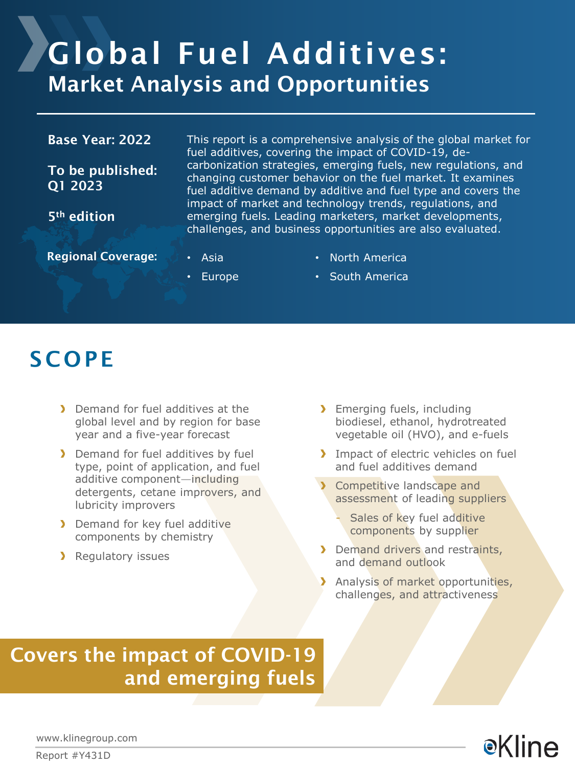# Global Fuel Additives:
## Market Analysis and Opportunities

**Base Year: 2022**

**To be published: Q1 2023**

**5th edition**

This report is a comprehensive analysis of the global market for fuel additives, covering the impact of COVID-19, de-carbonization strategies, emerging fuels, new regulations, and changing customer behavior on the fuel market. It examines fuel additive demand by additive and fuel type and covers the impact of market and technology trends, regulations, and emerging fuels. Leading marketers, market developments, challenges, and business opportunities are also evaluated.

**Regional Coverage:**

- Asia
- Europe
- North America
- South America

## SCOPE

- Demand for fuel additives at the global level and by region for base year and a five-year forecast
- Demand for fuel additives by fuel type, point of application, and fuel additive component—including detergents, cetane improvers, and lubricity improvers
- Demand for key fuel additive components by chemistry
- Regulatory issues
- Emerging fuels, including biodiesel, ethanol, hydrotreated vegetable oil (HVO), and e-fuels
- Impact of electric vehicles on fuel and fuel additives demand
- Competitive landscape and assessment of leading suppliers
  - Sales of key fuel additive components by supplier
- Demand drivers and restraints, and demand outlook
- Analysis of market opportunities, challenges, and attractiveness

**Covers the impact of COVID-19 and emerging fuels**

www.klinegroup.com

Report #Y431D

Kline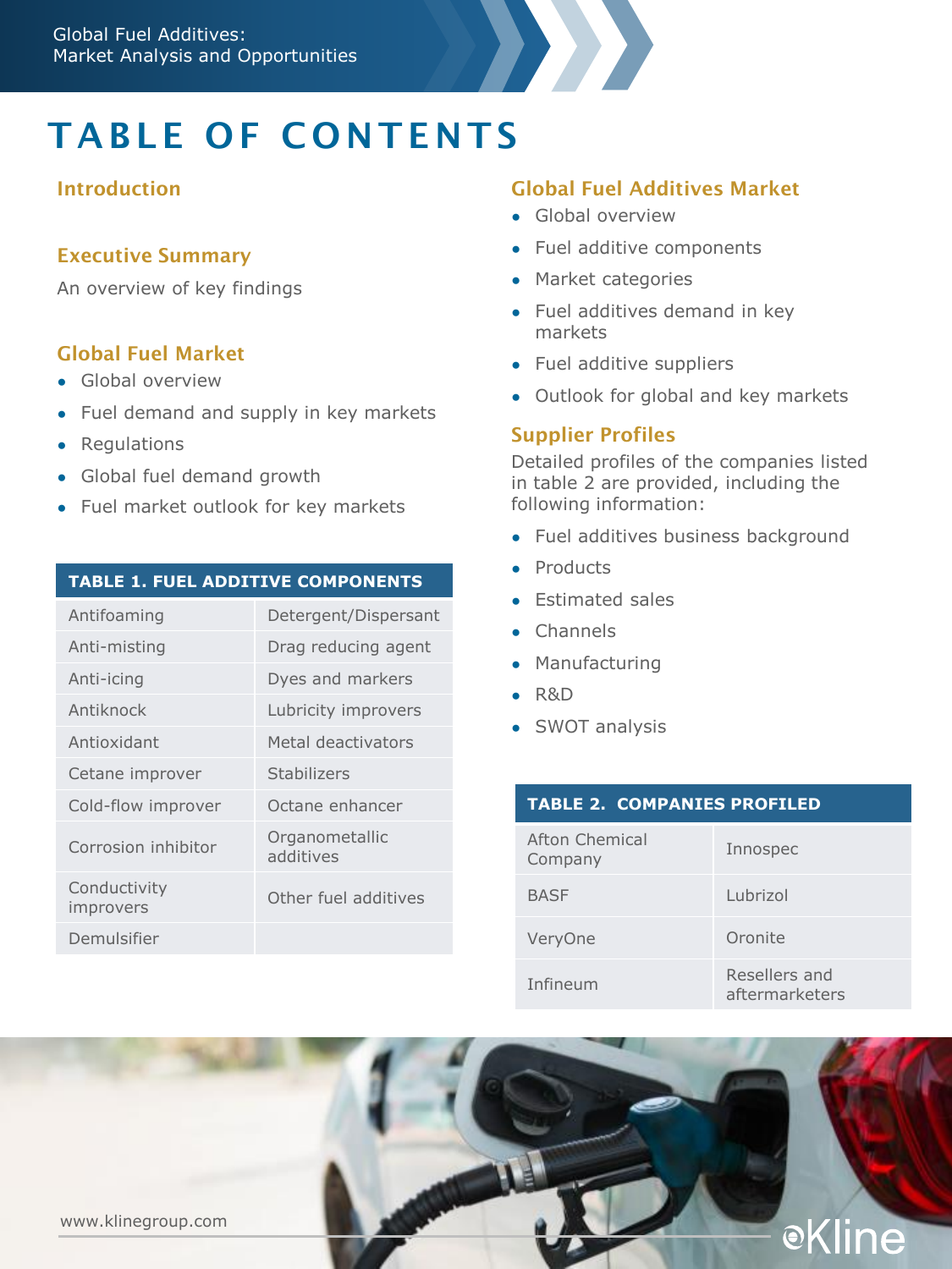# TABLE OF CONTENTS

## Introduction

## Executive Summary

An overview of key findings

## Global Fuel Market

- Global overview
- Fuel demand and supply in key markets
- Regulations
- Global fuel demand growth
- Fuel market outlook for key markets

| TABLE 1. FUEL ADDITIVE COMPONENTS | |
|---|---|
| Antifoaming | Detergent/Dispersant |
| Anti-misting | Drag reducing agent |
| Anti-icing | Dyes and markers |
| Antiknock | Lubricity improvers |
| Antioxidant | Metal deactivators |
| Cetane improver | Stabilizers |
| Cold-flow improver | Octane enhancer |
| Corrosion inhibitor | Organometallic additives |
| Conductivity improvers | Other fuel additives |
| Demulsifier | |

## Global Fuel Additives Market

- Global overview
- Fuel additive components
- Market categories
- Fuel additives demand in key markets
- Fuel additive suppliers
- Outlook for global and key markets

## Supplier Profiles

Detailed profiles of the companies listed in table 2 are provided, including the following information:

- Fuel additives business background
- Products
- Estimated sales
- Channels
- Manufacturing
- R&D
- SWOT analysis

| TABLE 2. COMPANIES PROFILED | |
|---|---|
| Afton Chemical Company | Innospec |
| BASF | Lubrizol |
| VeryOne | Oronite |
| Infineum | Resellers and aftermarketers |

www.klinegroup.com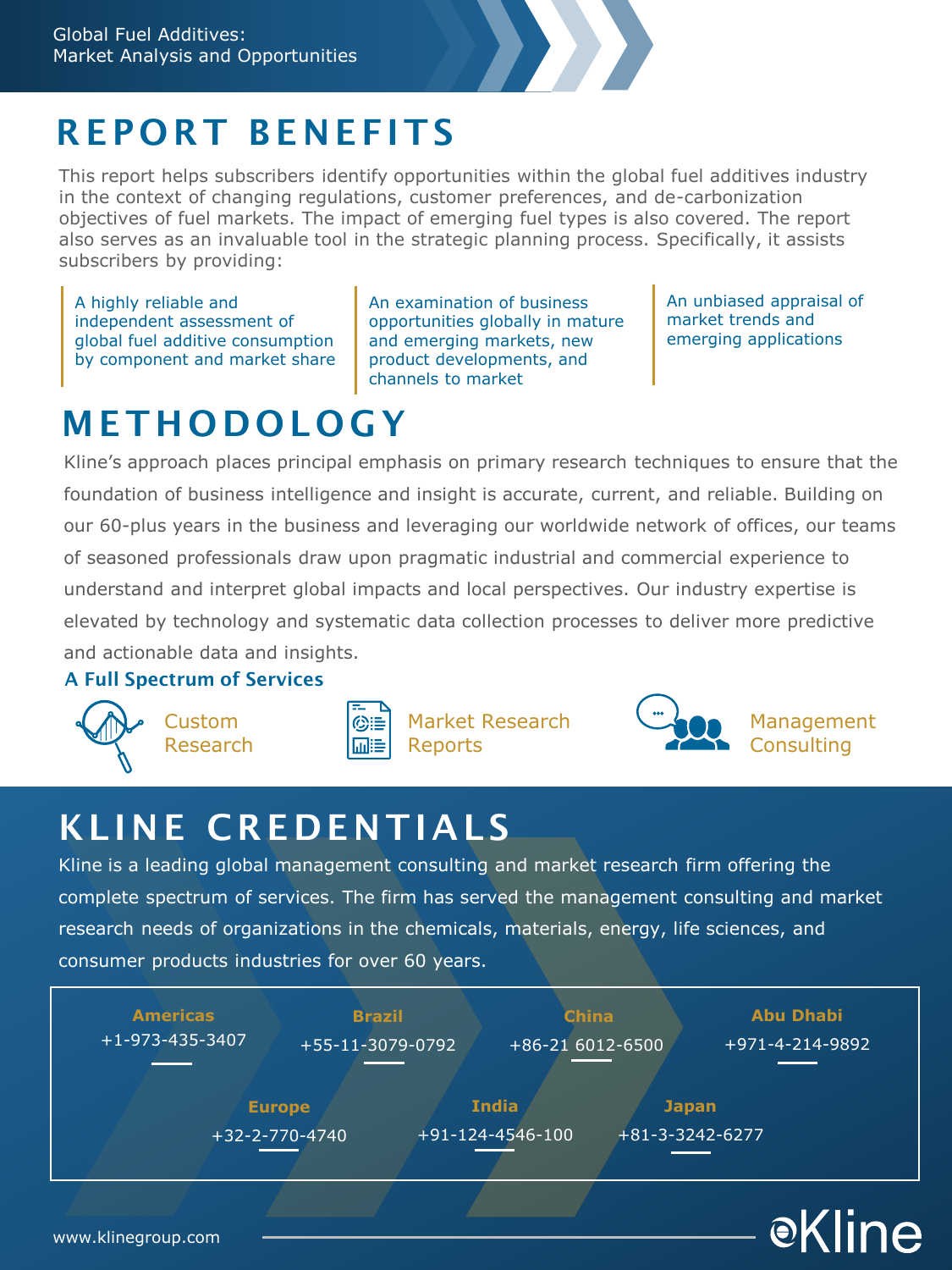# REPORT BENEFITS

This report helps subscribers identify opportunities within the global fuel additives industry in the context of changing regulations, customer preferences, and de-carbonization objectives of fuel markets. The impact of emerging fuel types is also covered. The report also serves as an invaluable tool in the strategic planning process. Specifically, it assists subscribers by providing:

- A highly reliable and independent assessment of global fuel additive consumption by component and market share
- An examination of business opportunities globally in mature and emerging markets, new product developments, and channels to market
- An unbiased appraisal of market trends and emerging applications

# METHODOLOGY

Kline's approach places principal emphasis on primary research techniques to ensure that the foundation of business intelligence and insight is accurate, current, and reliable. Building on our 60-plus years in the business and leveraging our worldwide network of offices, our teams of seasoned professionals draw upon pragmatic industrial and commercial experience to understand and interpret global impacts and local perspectives. Our industry expertise is elevated by technology and systematic data collection processes to deliver more predictive and actionable data and insights.

## A Full Spectrum of Services

- Custom Research
- Market Research Reports
- Management Consulting

# KLINE CREDENTIALS

Kline is a leading global management consulting and market research firm offering the complete spectrum of services. The firm has served the management consulting and market research needs of organizations in the chemicals, materials, energy, life sciences, and consumer products industries for over 60 years.

**Americas**
+1-973-435-3407

**Brazil**
+55-11-3079-0792

**China**
+86-21 6012-6500

**Abu Dhabi**
+971-4-214-9892

**Europe**
+32-2-770-4740

**India**
+91-124-4546-100

**Japan**
+81-3-3242-6277

www.klinegroup.com

Kline